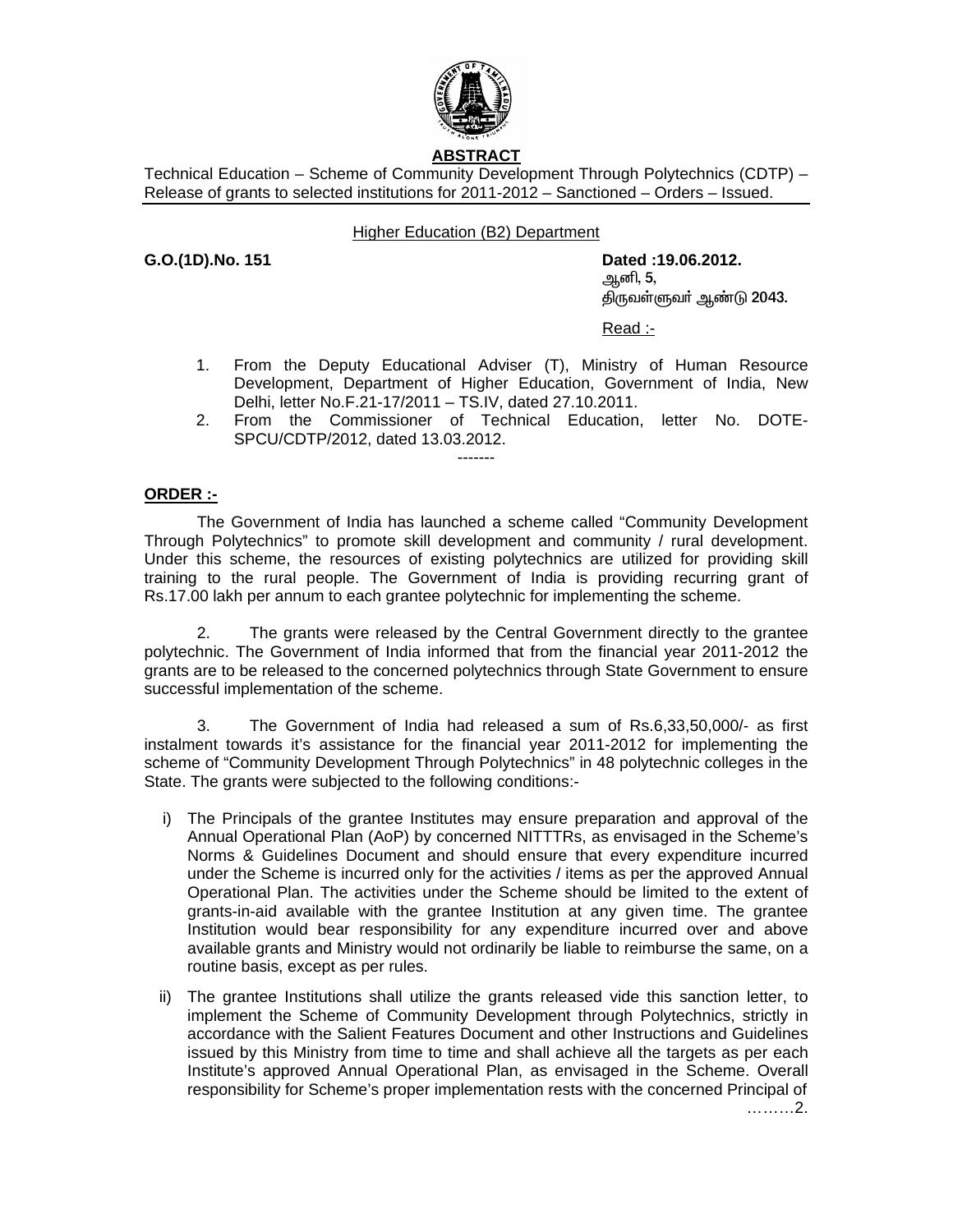**ABSTRACT**

Technical Education – Scheme of Community Development Through Polytechnics (CDTP) – Release of grants to selected institutions for 2011-2012 – Sanctioned – Orders – Issued.

Higher Education (B2) Department

**G.O.(1D).No. 151** **Dated :19.06.2012.**
ஆனி, 5,
திருவள்ளுவர் ஆண்டு 2043.

Read :-

1. From the Deputy Educational Adviser (T), Ministry of Human Resource Development, Department of Higher Education, Government of India, New Delhi, letter No.F.21-17/2011 – TS.IV, dated 27.10.2011.
2. From the Commissioner of Technical Education, letter No. DOTE-SPCU/CDTP/2012, dated 13.03.2012.

-------

**ORDER :-**

The Government of India has launched a scheme called "Community Development Through Polytechnics" to promote skill development and community / rural development. Under this scheme, the resources of existing polytechnics are utilized for providing skill training to the rural people. The Government of India is providing recurring grant of Rs.17.00 lakh per annum to each grantee polytechnic for implementing the scheme.

2. The grants were released by the Central Government directly to the grantee polytechnic. The Government of India informed that from the financial year 2011-2012 the grants are to be released to the concerned polytechnics through State Government to ensure successful implementation of the scheme.

3. The Government of India had released a sum of Rs.6,33,50,000/- as first instalment towards it's assistance for the financial year 2011-2012 for implementing the scheme of "Community Development Through Polytechnics" in 48 polytechnic colleges in the State. The grants were subjected to the following conditions:-

i) The Principals of the grantee Institutes may ensure preparation and approval of the Annual Operational Plan (AoP) by concerned NITTTRs, as envisaged in the Scheme's Norms & Guidelines Document and should ensure that every expenditure incurred under the Scheme is incurred only for the activities / items as per the approved Annual Operational Plan. The activities under the Scheme should be limited to the extent of grants-in-aid available with the grantee Institution at any given time. The grantee Institution would bear responsibility for any expenditure incurred over and above available grants and Ministry would not ordinarily be liable to reimburse the same, on a routine basis, except as per rules.

ii) The grantee Institutions shall utilize the grants released vide this sanction letter, to implement the Scheme of Community Development through Polytechnics, strictly in accordance with the Salient Features Document and other Instructions and Guidelines issued by this Ministry from time to time and shall achieve all the targets as per each Institute's approved Annual Operational Plan, as envisaged in the Scheme. Overall responsibility for Scheme's proper implementation rests with the concerned Principal of

………2.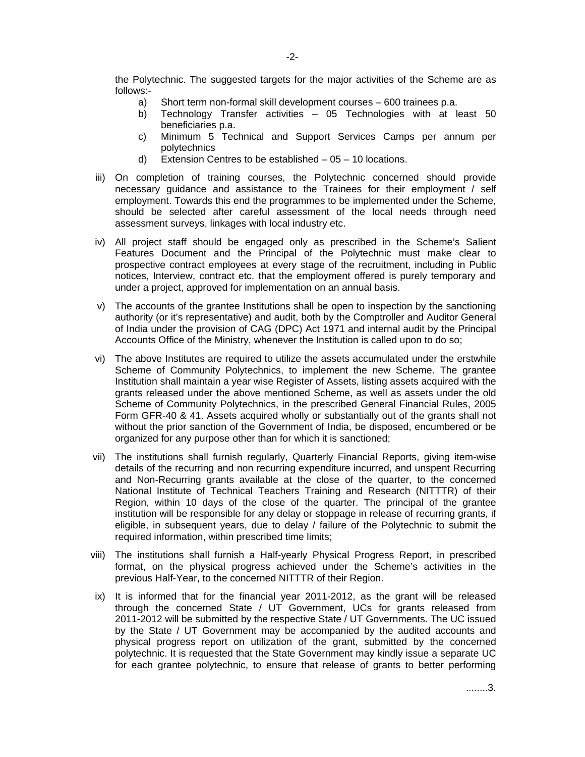the Polytechnic. The suggested targets for the major activities of the Scheme are as follows:-

a) Short term non-formal skill development courses – 600 trainees p.a.
b) Technology Transfer activities – 05 Technologies with at least 50 beneficiaries p.a.
c) Minimum 5 Technical and Support Services Camps per annum per polytechnics
d) Extension Centres to be established – 05 – 10 locations.

iii) On completion of training courses, the Polytechnic concerned should provide necessary guidance and assistance to the Trainees for their employment / self employment. Towards this end the programmes to be implemented under the Scheme, should be selected after careful assessment of the local needs through need assessment surveys, linkages with local industry etc.

iv) All project staff should be engaged only as prescribed in the Scheme's Salient Features Document and the Principal of the Polytechnic must make clear to prospective contract employees at every stage of the recruitment, including in Public notices, Interview, contract etc. that the employment offered is purely temporary and under a project, approved for implementation on an annual basis.

v) The accounts of the grantee Institutions shall be open to inspection by the sanctioning authority (or it's representative) and audit, both by the Comptroller and Auditor General of India under the provision of CAG (DPC) Act 1971 and internal audit by the Principal Accounts Office of the Ministry, whenever the Institution is called upon to do so;

vi) The above Institutes are required to utilize the assets accumulated under the erstwhile Scheme of Community Polytechnics, to implement the new Scheme. The grantee Institution shall maintain a year wise Register of Assets, listing assets acquired with the grants released under the above mentioned Scheme, as well as assets under the old Scheme of Community Polytechnics, in the prescribed General Financial Rules, 2005 Form GFR-40 & 41. Assets acquired wholly or substantially out of the grants shall not without the prior sanction of the Government of India, be disposed, encumbered or be organized for any purpose other than for which it is sanctioned;

vii) The institutions shall furnish regularly, Quarterly Financial Reports, giving item-wise details of the recurring and non recurring expenditure incurred, and unspent Recurring and Non-Recurring grants available at the close of the quarter, to the concerned National Institute of Technical Teachers Training and Research (NITTTR) of their Region, within 10 days of the close of the quarter. The principal of the grantee institution will be responsible for any delay or stoppage in release of recurring grants, if eligible, in subsequent years, due to delay / failure of the Polytechnic to submit the required information, within prescribed time limits;

viii) The institutions shall furnish a Half-yearly Physical Progress Report, in prescribed format, on the physical progress achieved under the Scheme's activities in the previous Half-Year, to the concerned NITTTR of their Region.

ix) It is informed that for the financial year 2011-2012, as the grant will be released through the concerned State / UT Government, UCs for grants released from 2011-2012 will be submitted by the respective State / UT Governments. The UC issued by the State / UT Government may be accompanied by the audited accounts and physical progress report on utilization of the grant, submitted by the concerned polytechnic. It is requested that the State Government may kindly issue a separate UC for each grantee polytechnic, to ensure that release of grants to better performing

........3.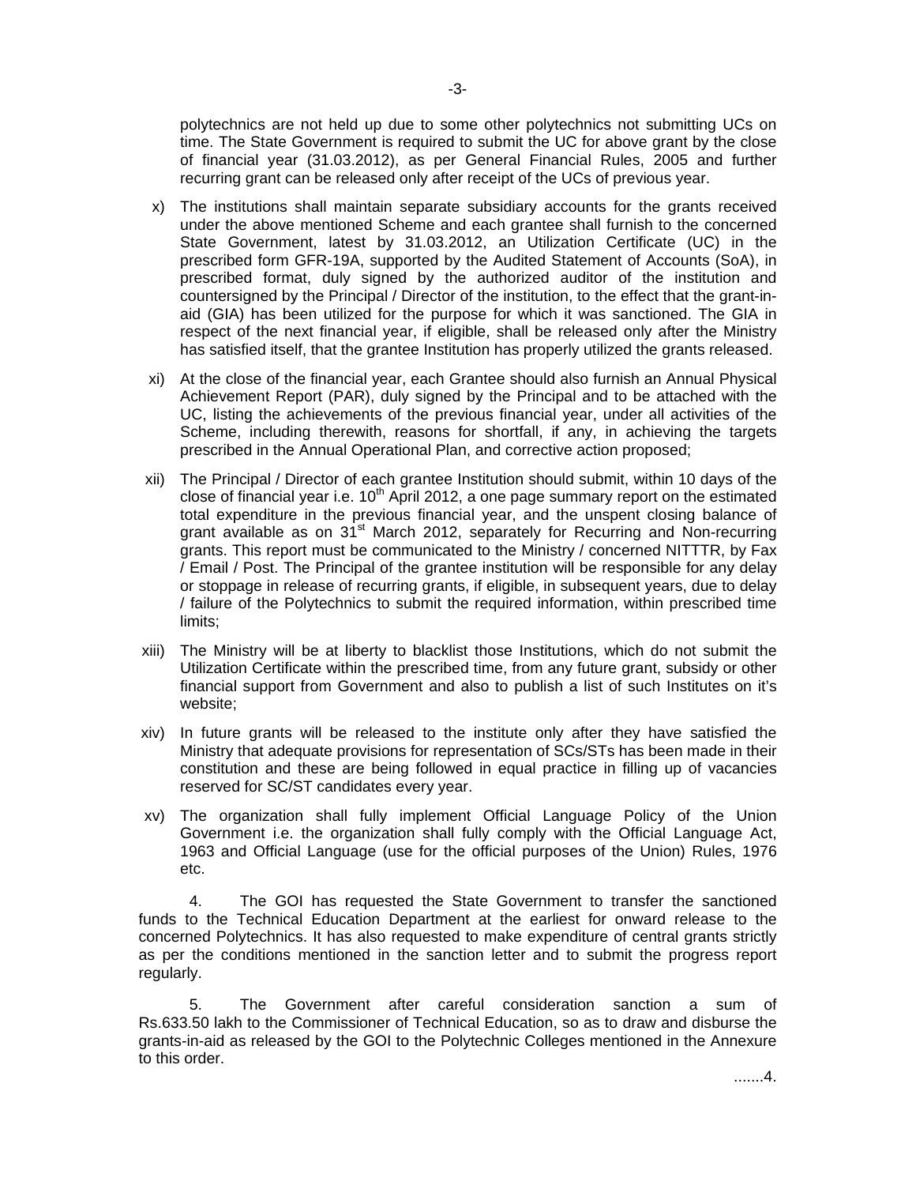polytechnics are not held up due to some other polytechnics not submitting UCs on time. The State Government is required to submit the UC for above grant by the close of financial year (31.03.2012), as per General Financial Rules, 2005 and further recurring grant can be released only after receipt of the UCs of previous year.

x) The institutions shall maintain separate subsidiary accounts for the grants received under the above mentioned Scheme and each grantee shall furnish to the concerned State Government, latest by 31.03.2012, an Utilization Certificate (UC) in the prescribed form GFR-19A, supported by the Audited Statement of Accounts (SoA), in prescribed format, duly signed by the authorized auditor of the institution and countersigned by the Principal / Director of the institution, to the effect that the grant-in-aid (GIA) has been utilized for the purpose for which it was sanctioned. The GIA in respect of the next financial year, if eligible, shall be released only after the Ministry has satisfied itself, that the grantee Institution has properly utilized the grants released.

xi) At the close of the financial year, each Grantee should also furnish an Annual Physical Achievement Report (PAR), duly signed by the Principal and to be attached with the UC, listing the achievements of the previous financial year, under all activities of the Scheme, including therewith, reasons for shortfall, if any, in achieving the targets prescribed in the Annual Operational Plan, and corrective action proposed;

xii) The Principal / Director of each grantee Institution should submit, within 10 days of the close of financial year i.e. 10th April 2012, a one page summary report on the estimated total expenditure in the previous financial year, and the unspent closing balance of grant available as on 31st March 2012, separately for Recurring and Non-recurring grants. This report must be communicated to the Ministry / concerned NITTTR, by Fax / Email / Post. The Principal of the grantee institution will be responsible for any delay or stoppage in release of recurring grants, if eligible, in subsequent years, due to delay / failure of the Polytechnics to submit the required information, within prescribed time limits;

xiii) The Ministry will be at liberty to blacklist those Institutions, which do not submit the Utilization Certificate within the prescribed time, from any future grant, subsidy or other financial support from Government and also to publish a list of such Institutes on it's website;

xiv) In future grants will be released to the institute only after they have satisfied the Ministry that adequate provisions for representation of SCs/STs has been made in their constitution and these are being followed in equal practice in filling up of vacancies reserved for SC/ST candidates every year.

xv) The organization shall fully implement Official Language Policy of the Union Government i.e. the organization shall fully comply with the Official Language Act, 1963 and Official Language (use for the official purposes of the Union) Rules, 1976 etc.

4. The GOI has requested the State Government to transfer the sanctioned funds to the Technical Education Department at the earliest for onward release to the concerned Polytechnics. It has also requested to make expenditure of central grants strictly as per the conditions mentioned in the sanction letter and to submit the progress report regularly.

5. The Government after careful consideration sanction a sum of Rs.633.50 lakh to the Commissioner of Technical Education, so as to draw and disburse the grants-in-aid as released by the GOI to the Polytechnic Colleges mentioned in the Annexure to this order.

.......4.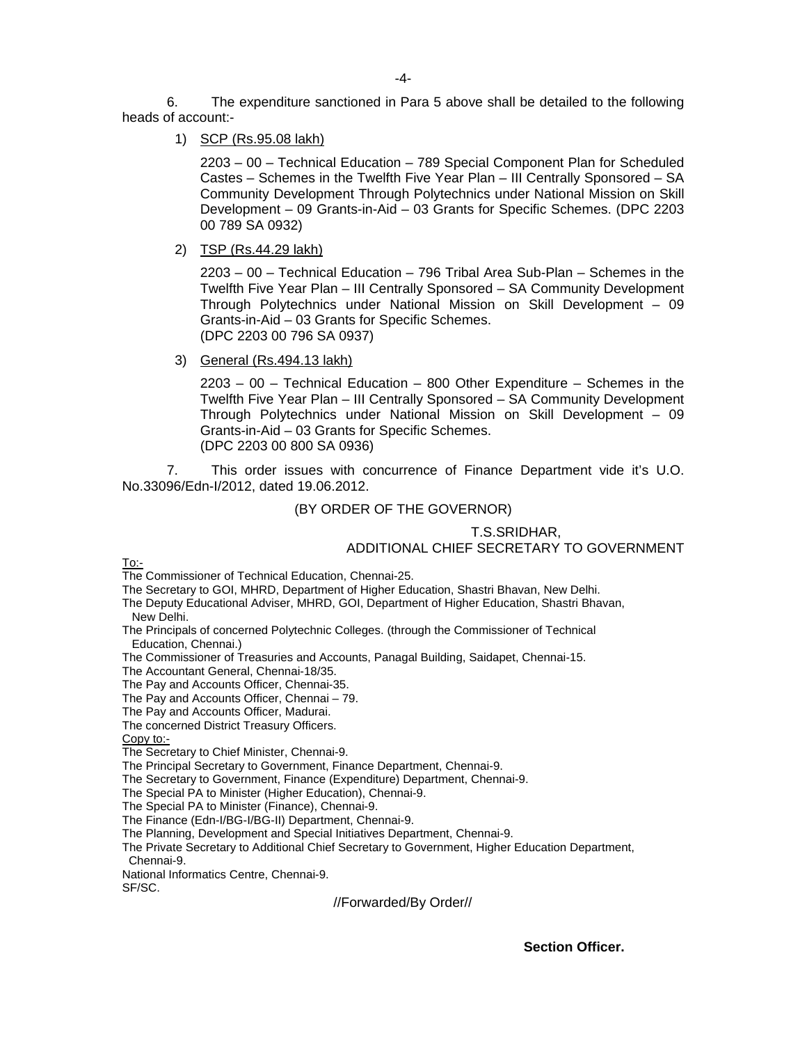6. The expenditure sanctioned in Para 5 above shall be detailed to the following heads of account:-

1) SCP (Rs.95.08 lakh)

   2203 – 00 – Technical Education – 789 Special Component Plan for Scheduled Castes – Schemes in the Twelfth Five Year Plan – III Centrally Sponsored – SA Community Development Through Polytechnics under National Mission on Skill Development – 09 Grants-in-Aid – 03 Grants for Specific Schemes. (DPC 2203 00 789 SA 0932)

2) TSP (Rs.44.29 lakh)

   2203 – 00 – Technical Education – 796 Tribal Area Sub-Plan – Schemes in the Twelfth Five Year Plan – III Centrally Sponsored – SA Community Development Through Polytechnics under National Mission on Skill Development – 09 Grants-in-Aid – 03 Grants for Specific Schemes.
   (DPC 2203 00 796 SA 0937)

3) General (Rs.494.13 lakh)

   2203 – 00 – Technical Education – 800 Other Expenditure – Schemes in the Twelfth Five Year Plan – III Centrally Sponsored – SA Community Development Through Polytechnics under National Mission on Skill Development – 09 Grants-in-Aid – 03 Grants for Specific Schemes.
   (DPC 2203 00 800 SA 0936)

7. This order issues with concurrence of Finance Department vide it's U.O. No.33096/Edn-I/2012, dated 19.06.2012.

(BY ORDER OF THE GOVERNOR)

T.S.SRIDHAR,
ADDITIONAL CHIEF SECRETARY TO GOVERNMENT

To:-
The Commissioner of Technical Education, Chennai-25.
The Secretary to GOI, MHRD, Department of Higher Education, Shastri Bhavan, New Delhi.
The Deputy Educational Adviser, MHRD, GOI, Department of Higher Education, Shastri Bhavan, New Delhi.
The Principals of concerned Polytechnic Colleges. (through the Commissioner of Technical Education, Chennai.)
The Commissioner of Treasuries and Accounts, Panagal Building, Saidapet, Chennai-15.
The Accountant General, Chennai-18/35.
The Pay and Accounts Officer, Chennai-35.
The Pay and Accounts Officer, Chennai – 79.
The Pay and Accounts Officer, Madurai.
The concerned District Treasury Officers.

Copy to:-
The Secretary to Chief Minister, Chennai-9.
The Principal Secretary to Government, Finance Department, Chennai-9.
The Secretary to Government, Finance (Expenditure) Department, Chennai-9.
The Special PA to Minister (Higher Education), Chennai-9.
The Special PA to Minister (Finance), Chennai-9.
The Finance (Edn-I/BG-I/BG-II) Department, Chennai-9.
The Planning, Development and Special Initiatives Department, Chennai-9.
The Private Secretary to Additional Chief Secretary to Government, Higher Education Department, Chennai-9.
National Informatics Centre, Chennai-9.
SF/SC.

//Forwarded/By Order//

**Section Officer.**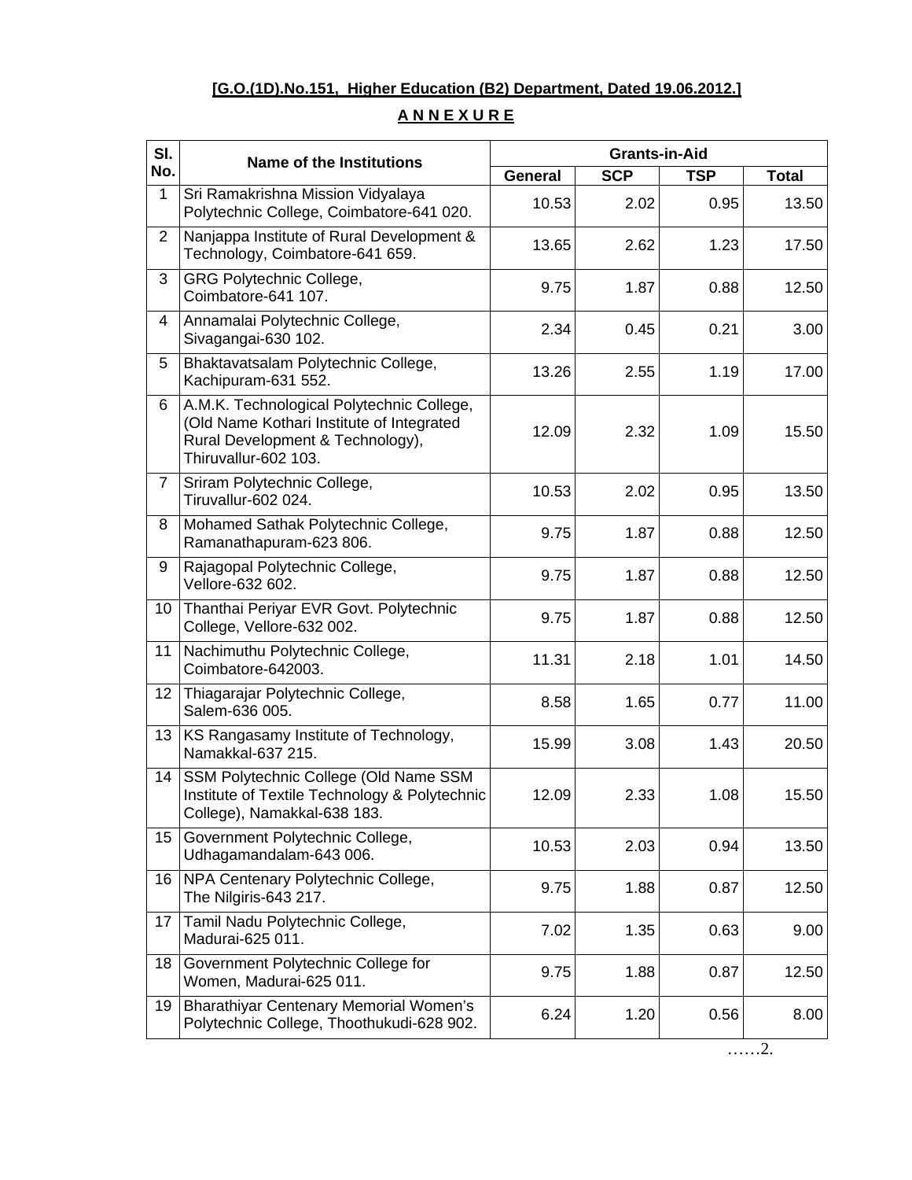**[G.O.(1D).No.151, Higher Education (B2) Department, Dated 19.06.2012.]**

**A N N E X U R E**

| Sl. No. | Name of the Institutions | Grants-in-Aid | | | |
|---|---|---|---|---|---|
| | | General | SCP | TSP | Total |
| 1 | Sri Ramakrishna Mission Vidyalaya Polytechnic College, Coimbatore-641 020. | 10.53 | 2.02 | 0.95 | 13.50 |
| 2 | Nanjappa Institute of Rural Development & Technology, Coimbatore-641 659. | 13.65 | 2.62 | 1.23 | 17.50 |
| 3 | GRG Polytechnic College, Coimbatore-641 107. | 9.75 | 1.87 | 0.88 | 12.50 |
| 4 | Annamalai Polytechnic College, Sivagangai-630 102. | 2.34 | 0.45 | 0.21 | 3.00 |
| 5 | Bhaktavatsalam Polytechnic College, Kachipuram-631 552. | 13.26 | 2.55 | 1.19 | 17.00 |
| 6 | A.M.K. Technological Polytechnic College, (Old Name Kothari Institute of Integrated Rural Development & Technology), Thiruvallur-602 103. | 12.09 | 2.32 | 1.09 | 15.50 |
| 7 | Sriram Polytechnic College, Tiruvallur-602 024. | 10.53 | 2.02 | 0.95 | 13.50 |
| 8 | Mohamed Sathak Polytechnic College, Ramanathapuram-623 806. | 9.75 | 1.87 | 0.88 | 12.50 |
| 9 | Rajagopal Polytechnic College, Vellore-632 602. | 9.75 | 1.87 | 0.88 | 12.50 |
| 10 | Thanthai Periyar EVR Govt. Polytechnic College, Vellore-632 002. | 9.75 | 1.87 | 0.88 | 12.50 |
| 11 | Nachimuthu Polytechnic College, Coimbatore-642003. | 11.31 | 2.18 | 1.01 | 14.50 |
| 12 | Thiagarajar Polytechnic College, Salem-636 005. | 8.58 | 1.65 | 0.77 | 11.00 |
| 13 | KS Rangasamy Institute of Technology, Namakkal-637 215. | 15.99 | 3.08 | 1.43 | 20.50 |
| 14 | SSM Polytechnic College (Old Name SSM Institute of Textile Technology & Polytechnic College), Namakkal-638 183. | 12.09 | 2.33 | 1.08 | 15.50 |
| 15 | Government Polytechnic College, Udhagamandalam-643 006. | 10.53 | 2.03 | 0.94 | 13.50 |
| 16 | NPA Centenary Polytechnic College, The Nilgiris-643 217. | 9.75 | 1.88 | 0.87 | 12.50 |
| 17 | Tamil Nadu Polytechnic College, Madurai-625 011. | 7.02 | 1.35 | 0.63 | 9.00 |
| 18 | Government Polytechnic College for Women, Madurai-625 011. | 9.75 | 1.88 | 0.87 | 12.50 |
| 19 | Bharathiyar Centenary Memorial Women's Polytechnic College, Thoothukudi-628 902. | 6.24 | 1.20 | 0.56 | 8.00 |

……2.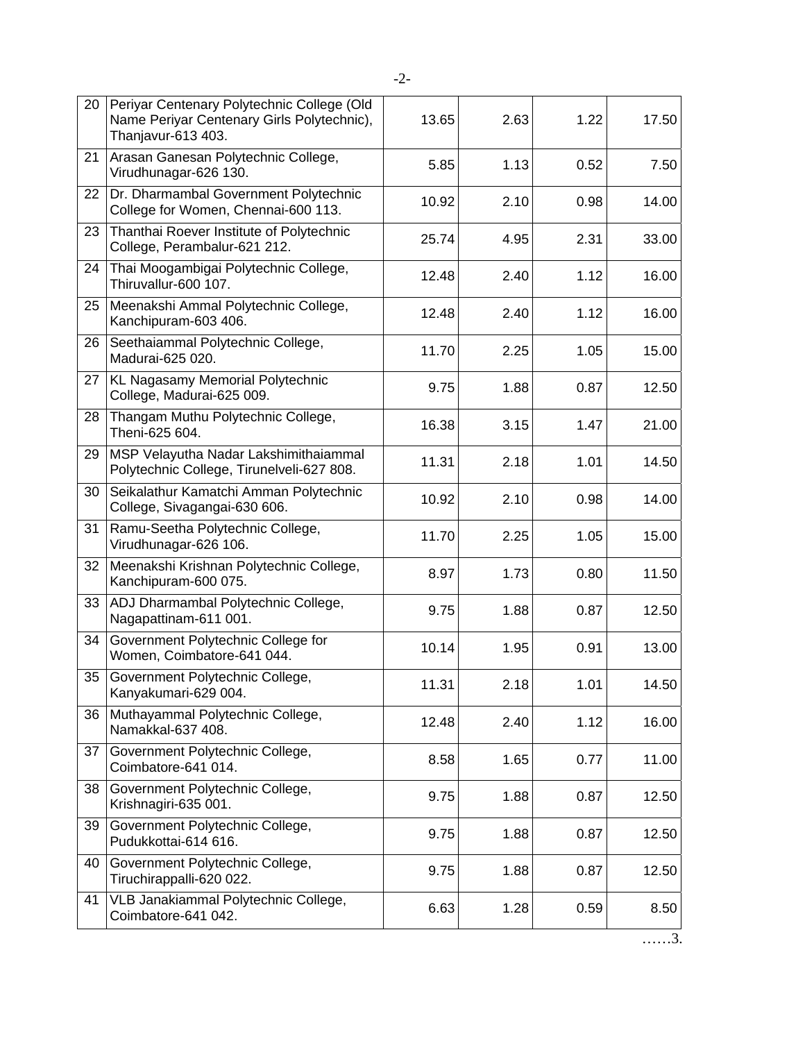| | | | | | |
|---|---|---|---|---|---|
| 20 | Periyar Centenary Polytechnic College (Old Name Periyar Centenary Girls Polytechnic), Thanjavur-613 403. | 13.65 | 2.63 | 1.22 | 17.50 |
| 21 | Arasan Ganesan Polytechnic College, Virudhunagar-626 130. | 5.85 | 1.13 | 0.52 | 7.50 |
| 22 | Dr. Dharmambal Government Polytechnic College for Women, Chennai-600 113. | 10.92 | 2.10 | 0.98 | 14.00 |
| 23 | Thanthai Roever Institute of Polytechnic College, Perambalur-621 212. | 25.74 | 4.95 | 2.31 | 33.00 |
| 24 | Thai Moogambigai Polytechnic College, Thiruvallur-600 107. | 12.48 | 2.40 | 1.12 | 16.00 |
| 25 | Meenakshi Ammal Polytechnic College, Kanchipuram-603 406. | 12.48 | 2.40 | 1.12 | 16.00 |
| 26 | Seethaiammal Polytechnic College, Madurai-625 020. | 11.70 | 2.25 | 1.05 | 15.00 |
| 27 | KL Nagasamy Memorial Polytechnic College, Madurai-625 009. | 9.75 | 1.88 | 0.87 | 12.50 |
| 28 | Thangam Muthu Polytechnic College, Theni-625 604. | 16.38 | 3.15 | 1.47 | 21.00 |
| 29 | MSP Velayutha Nadar Lakshimithaiammal Polytechnic College, Tirunelveli-627 808. | 11.31 | 2.18 | 1.01 | 14.50 |
| 30 | Seikalathur Kamatchi Amman Polytechnic College, Sivagangai-630 606. | 10.92 | 2.10 | 0.98 | 14.00 |
| 31 | Ramu-Seetha Polytechnic College, Virudhunagar-626 106. | 11.70 | 2.25 | 1.05 | 15.00 |
| 32 | Meenakshi Krishnan Polytechnic College, Kanchipuram-600 075. | 8.97 | 1.73 | 0.80 | 11.50 |
| 33 | ADJ Dharmambal Polytechnic College, Nagapattinam-611 001. | 9.75 | 1.88 | 0.87 | 12.50 |
| 34 | Government Polytechnic College for Women, Coimbatore-641 044. | 10.14 | 1.95 | 0.91 | 13.00 |
| 35 | Government Polytechnic College, Kanyakumari-629 004. | 11.31 | 2.18 | 1.01 | 14.50 |
| 36 | Muthayammal Polytechnic College, Namakkal-637 408. | 12.48 | 2.40 | 1.12 | 16.00 |
| 37 | Government Polytechnic College, Coimbatore-641 014. | 8.58 | 1.65 | 0.77 | 11.00 |
| 38 | Government Polytechnic College, Krishnagiri-635 001. | 9.75 | 1.88 | 0.87 | 12.50 |
| 39 | Government Polytechnic College, Pudukkottai-614 616. | 9.75 | 1.88 | 0.87 | 12.50 |
| 40 | Government Polytechnic College, Tiruchirappalli-620 022. | 9.75 | 1.88 | 0.87 | 12.50 |
| 41 | VLB Janakiammal Polytechnic College, Coimbatore-641 042. | 6.63 | 1.28 | 0.59 | 8.50 |

……3.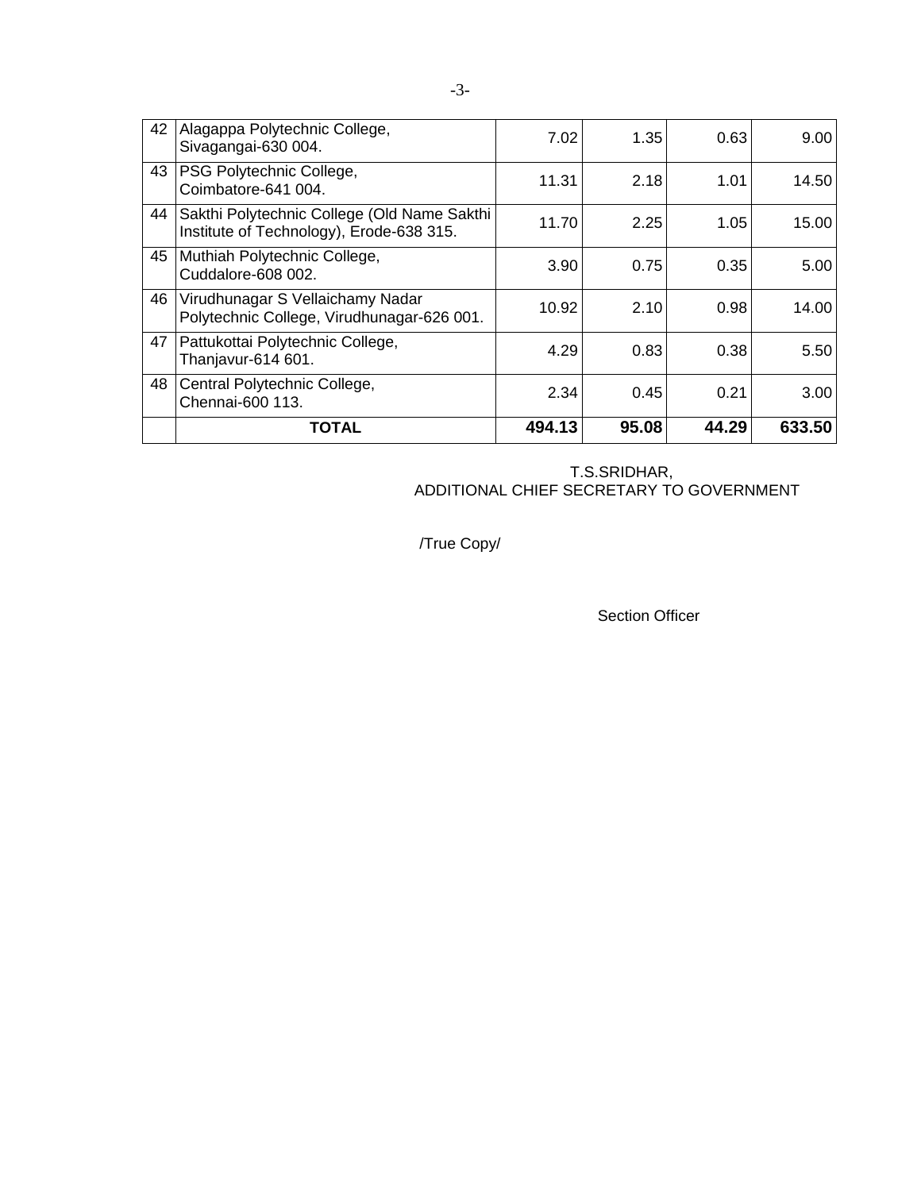| | | | | | |
|---|---|---|---|---|---|
| 42 | Alagappa Polytechnic College, Sivagangai-630 004. | 7.02 | 1.35 | 0.63 | 9.00 |
| 43 | PSG Polytechnic College, Coimbatore-641 004. | 11.31 | 2.18 | 1.01 | 14.50 |
| 44 | Sakthi Polytechnic College (Old Name Sakthi Institute of Technology), Erode-638 315. | 11.70 | 2.25 | 1.05 | 15.00 |
| 45 | Muthiah Polytechnic College, Cuddalore-608 002. | 3.90 | 0.75 | 0.35 | 5.00 |
| 46 | Virudhunagar S Vellaichamy Nadar Polytechnic College, Virudhunagar-626 001. | 10.92 | 2.10 | 0.98 | 14.00 |
| 47 | Pattukottai Polytechnic College, Thanjavur-614 601. | 4.29 | 0.83 | 0.38 | 5.50 |
| 48 | Central Polytechnic College, Chennai-600 113. | 2.34 | 0.45 | 0.21 | 3.00 |
| | **TOTAL** | **494.13** | **95.08** | **44.29** | **633.50** |

T.S.SRIDHAR,
ADDITIONAL CHIEF SECRETARY TO GOVERNMENT

/True Copy/

Section Officer